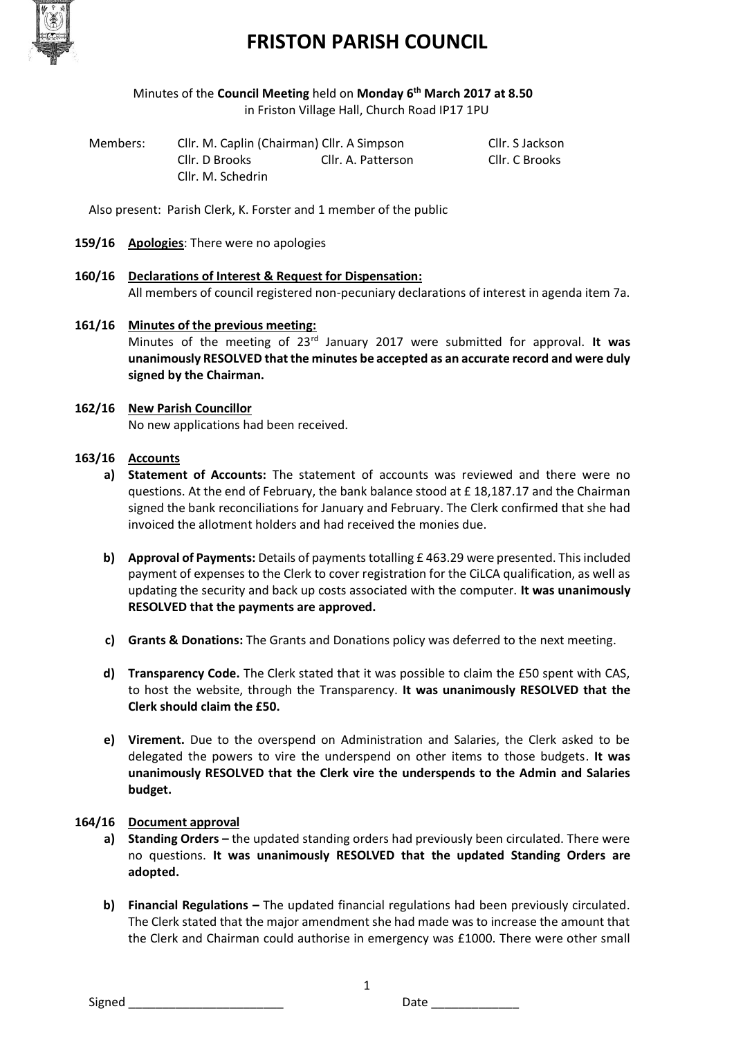# FRISTON PARISH COUNCIL

Minutes of the **Council Meeting** held on **Monday 6th March 2017 at 8.50**
in Friston Village Hall, Church Road IP17 1PU

Members: Cllr. M. Caplin (Chairman) Cllr. A Simpson Cllr. S Jackson
Cllr. D Brooks Cllr. A. Patterson Cllr. C Brooks
Cllr. M. Schedrin

Also present: Parish Clerk, K. Forster and 1 member of the public

**159/16 Apologies**: There were no apologies

**160/16 Declarations of Interest & Request for Dispensation:**
All members of council registered non-pecuniary declarations of interest in agenda item 7a.

**161/16 Minutes of the previous meeting:**
Minutes of the meeting of 23rd January 2017 were submitted for approval. **It was unanimously RESOLVED that the minutes be accepted as an accurate record and were duly signed by the Chairman.**

**162/16 New Parish Councillor**
No new applications had been received.

**163/16 Accounts**

a) **Statement of Accounts:** The statement of accounts was reviewed and there were no questions. At the end of February, the bank balance stood at £ 18,187.17 and the Chairman signed the bank reconciliations for January and February. The Clerk confirmed that she had invoiced the allotment holders and had received the monies due.

b) **Approval of Payments:** Details of payments totalling £ 463.29 were presented. This included payment of expenses to the Clerk to cover registration for the CiLCA qualification, as well as updating the security and back up costs associated with the computer. **It was unanimously RESOLVED that the payments are approved.**

c) **Grants & Donations:** The Grants and Donations policy was deferred to the next meeting.

d) **Transparency Code.** The Clerk stated that it was possible to claim the £50 spent with CAS, to host the website, through the Transparency. **It was unanimously RESOLVED that the Clerk should claim the £50.**

e) **Virement.** Due to the overspend on Administration and Salaries, the Clerk asked to be delegated the powers to vire the underspend on other items to those budgets. **It was unanimously RESOLVED that the Clerk vire the underspends to the Admin and Salaries budget.**

**164/16 Document approval**

a) **Standing Orders –** the updated standing orders had previously been circulated. There were no questions. **It was unanimously RESOLVED that the updated Standing Orders are adopted.**

b) **Financial Regulations –** The updated financial regulations had been previously circulated. The Clerk stated that the major amendment she had made was to increase the amount that the Clerk and Chairman could authorise in emergency was £1000. There were other small

Signed _______________________ Date _____________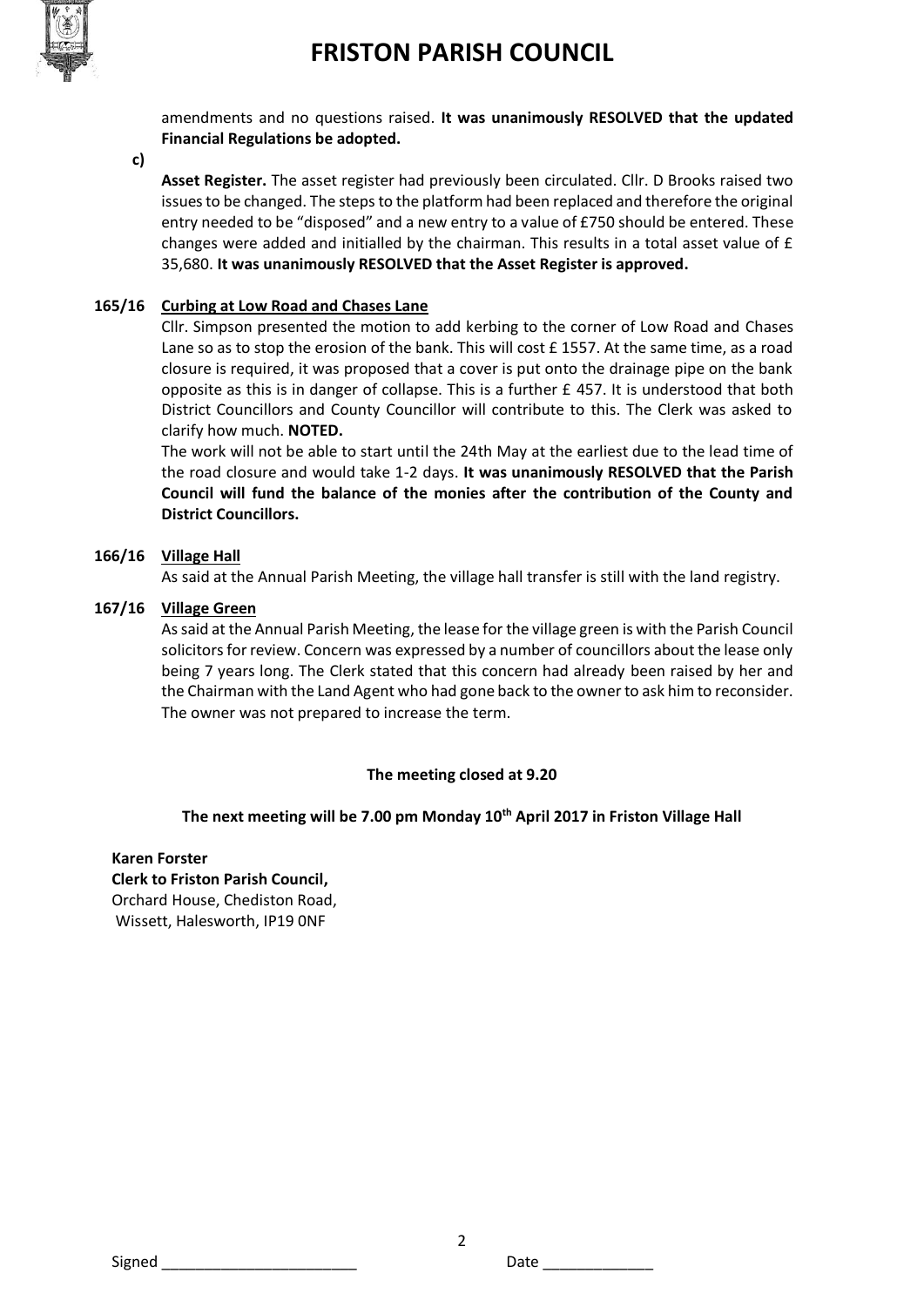amendments and no questions raised. **It was unanimously RESOLVED that the updated Financial Regulations be adopted.**

**c)**

**Asset Register.** The asset register had previously been circulated. Cllr. D Brooks raised two issues to be changed. The steps to the platform had been replaced and therefore the original entry needed to be "disposed" and a new entry to a value of £750 should be entered. These changes were added and initialled by the chairman. This results in a total asset value of £ 35,680. **It was unanimously RESOLVED that the Asset Register is approved.**

**165/16 Curbing at Low Road and Chases Lane**

Cllr. Simpson presented the motion to add kerbing to the corner of Low Road and Chases Lane so as to stop the erosion of the bank. This will cost £ 1557. At the same time, as a road closure is required, it was proposed that a cover is put onto the drainage pipe on the bank opposite as this is in danger of collapse. This is a further £ 457. It is understood that both District Councillors and County Councillor will contribute to this. The Clerk was asked to clarify how much. **NOTED.**

The work will not be able to start until the 24th May at the earliest due to the lead time of the road closure and would take 1-2 days. **It was unanimously RESOLVED that the Parish Council will fund the balance of the monies after the contribution of the County and District Councillors.**

**166/16 Village Hall**

As said at the Annual Parish Meeting, the village hall transfer is still with the land registry.

**167/16 Village Green**

As said at the Annual Parish Meeting, the lease for the village green is with the Parish Council solicitors for review. Concern was expressed by a number of councillors about the lease only being 7 years long. The Clerk stated that this concern had already been raised by her and the Chairman with the Land Agent who had gone back to the owner to ask him to reconsider. The owner was not prepared to increase the term.

**The meeting closed at 9.20**

**The next meeting will be 7.00 pm Monday 10th April 2017 in Friston Village Hall**

**Karen Forster**
**Clerk to Friston Parish Council,**
Orchard House, Chediston Road,
Wissett, Halesworth, IP19 0NF

Signed _______________________ Date _____________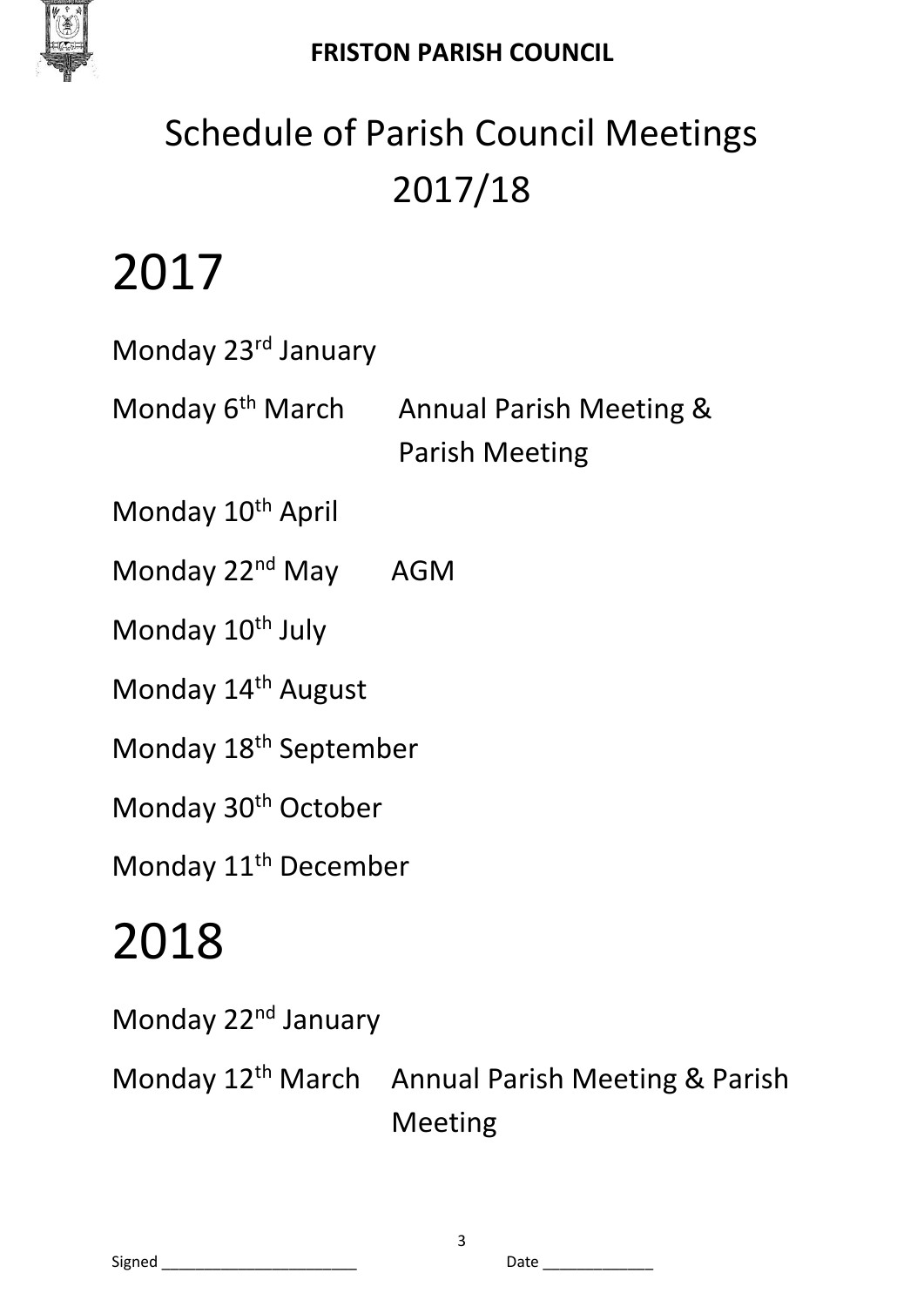**FRISTON PARISH COUNCIL**

# Schedule of Parish Council Meetings 2017/18

## 2017

Monday 23rd January

Monday 6th March — Annual Parish Meeting & Parish Meeting

Monday 10th April

Monday 22nd May — AGM

Monday 10th July

Monday 14th August

Monday 18th September

Monday 30th October

Monday 11th December

## 2018

Monday 22nd January

Monday 12th March — Annual Parish Meeting & Parish Meeting

Signed ______________________ Date ____________